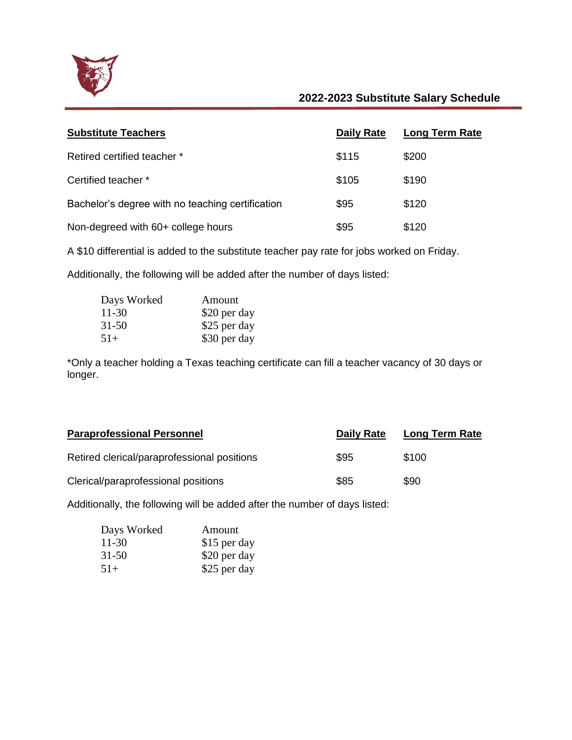## 2022-2023 Substitute Salary Schedule

| Substitute Teachers | Daily Rate | Long Term Rate |
| --- | --- | --- |
| Retired certified teacher * | $115 | $200 |
| Certified teacher * | $105 | $190 |
| Bachelor's degree with no teaching certification | $95 | $120 |
| Non-degreed with 60+ college hours | $95 | $120 |

A $10 differential is added to the substitute teacher pay rate for jobs worked on Friday.

Additionally, the following will be added after the number of days listed:

| Days Worked | Amount |
| --- | --- |
| 11-30 | $20 per day |
| 31-50 | $25 per day |
| 51+ | $30 per day |

*Only a teacher holding a Texas teaching certificate can fill a teacher vacancy of 30 days or longer.

| Paraprofessional Personnel | Daily Rate | Long Term Rate |
| --- | --- | --- |
| Retired clerical/paraprofessional positions | $95 | $100 |
| Clerical/paraprofessional positions | $85 | $90 |

Additionally, the following will be added after the number of days listed:

| Days Worked | Amount |
| --- | --- |
| 11-30 | $15 per day |
| 31-50 | $20 per day |
| 51+ | $25 per day |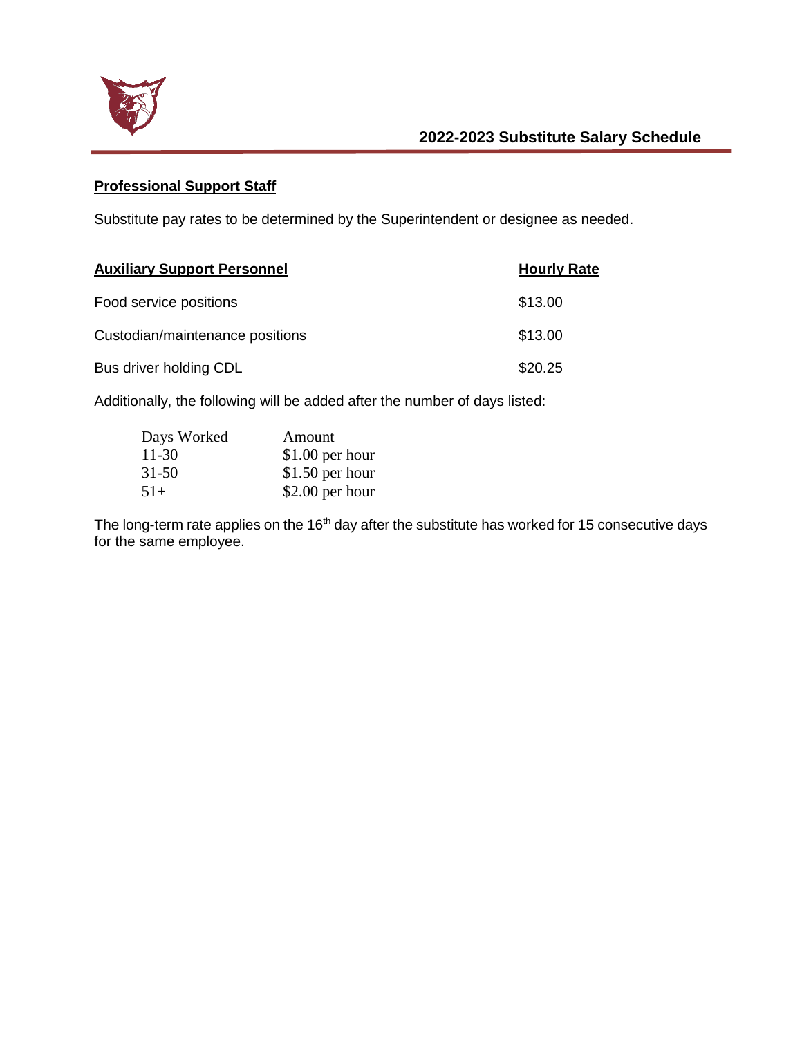## 2022-2023 Substitute Salary Schedule

**Professional Support Staff**

Substitute pay rates to be determined by the Superintendent or designee as needed.

| Auxiliary Support Personnel | Hourly Rate |
|---|---|
| Food service positions | \$13.00 |
| Custodian/maintenance positions | \$13.00 |
| Bus driver holding CDL | \$20.25 |

Additionally, the following will be added after the number of days listed:

| Days Worked | Amount |
|---|---|
| 11-30 | \$1.00 per hour |
| 31-50 | \$1.50 per hour |
| 51+ | \$2.00 per hour |

The long-term rate applies on the 16th day after the substitute has worked for 15 consecutive days for the same employee.